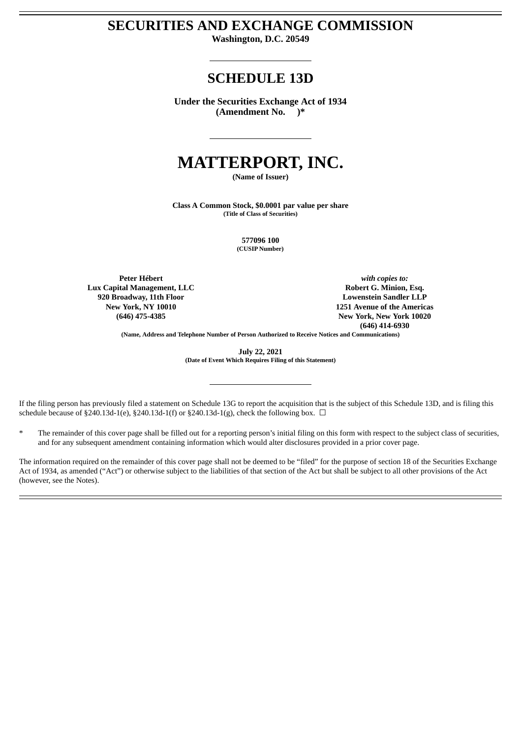# SECURITIES AND EXCHANGE COMMISSION

**Washington, D.C. 20549**

---

# SCHEDULE 13D

**Under the Securities Exchange Act of 1934**
**(Amendment No. )***

---

# MATTERPORT, INC.

**(Name of Issuer)**

**Class A Common Stock, $0.0001 par value per share**
**(Title of Class of Securities)**

**577096 100**
**(CUSIP Number)**

**Peter Hébert**
**Lux Capital Management, LLC**
**920 Broadway, 11th Floor**
**New York, NY 10010**
**(646) 475-4385**

***with copies to:***
**Robert G. Minion, Esq.**
**Lowenstein Sandler LLP**
**1251 Avenue of the Americas**
**New York, New York 10020**
**(646) 414-6930**

**(Name, Address and Telephone Number of Person Authorized to Receive Notices and Communications)**

**July 22, 2021**
**(Date of Event Which Requires Filing of this Statement)**

---

If the filing person has previously filed a statement on Schedule 13G to report the acquisition that is the subject of this Schedule 13D, and is filing this schedule because of §240.13d-1(e), §240.13d-1(f) or §240.13d-1(g), check the following box. ☐

\* The remainder of this cover page shall be filled out for a reporting person's initial filing on this form with respect to the subject class of securities, and for any subsequent amendment containing information which would alter disclosures provided in a prior cover page.

The information required on the remainder of this cover page shall not be deemed to be "filed" for the purpose of section 18 of the Securities Exchange Act of 1934, as amended ("Act") or otherwise subject to the liabilities of that section of the Act but shall be subject to all other provisions of the Act (however, see the Notes).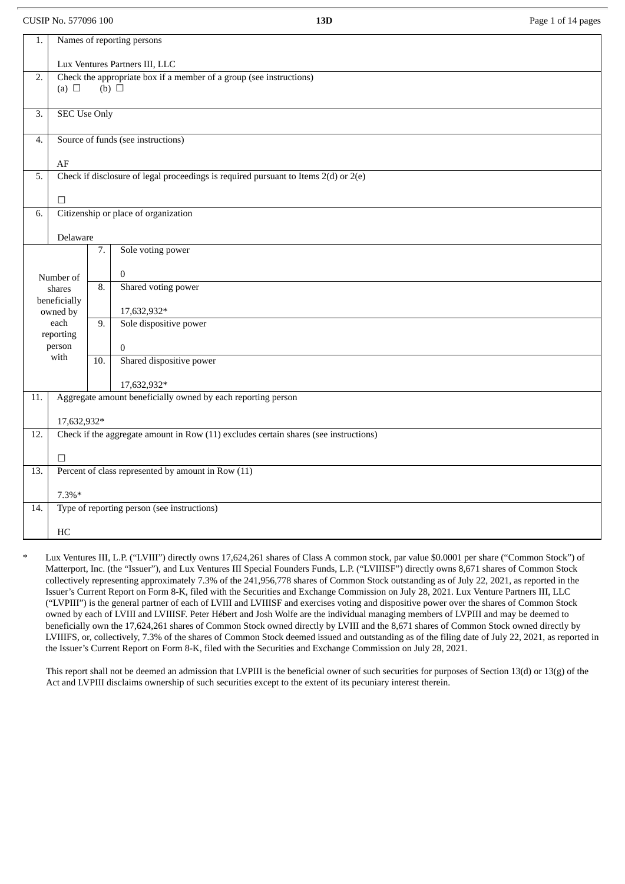| 1. | Names of reporting persons<br><br>Lux Ventures Partners III, LLC | | |
|---|---|---|---|
| 2. | Check the appropriate box if a member of a group (see instructions)<br>(a) ☐ (b) ☐ | | |
| 3. | SEC Use Only | | |
| 4. | Source of funds (see instructions)<br><br>AF | | |
| 5. | Check if disclosure of legal proceedings is required pursuant to Items 2(d) or 2(e)<br><br>☐ | | |
| 6. | Citizenship or place of organization<br><br>Delaware | | |
| Number of shares beneficially owned by each reporting person with | | 7. | Sole voting power<br><br>0 |
| | | 8. | Shared voting power<br><br>17,632,932* |
| | | 9. | Sole dispositive power<br><br>0 |
| | | 10. | Shared dispositive power<br><br>17,632,932* |
| 11. | Aggregate amount beneficially owned by each reporting person<br><br>17,632,932* | | |
| 12. | Check if the aggregate amount in Row (11) excludes certain shares (see instructions)<br><br>☐ | | |
| 13. | Percent of class represented by amount in Row (11)<br><br>7.3%* | | |
| 14. | Type of reporting person (see instructions)<br><br>HC | | |

\* Lux Ventures III, L.P. (“LVIII”) directly owns 17,624,261 shares of Class A common stock, par value $0.0001 per share (“Common Stock”) of Matterport, Inc. (the “Issuer”), and Lux Ventures III Special Founders Funds, L.P. (“LVIIISF”) directly owns 8,671 shares of Common Stock collectively representing approximately 7.3% of the 241,956,778 shares of Common Stock outstanding as of July 22, 2021, as reported in the Issuer’s Current Report on Form 8-K, filed with the Securities and Exchange Commission on July 28, 2021. Lux Venture Partners III, LLC (“LVPIII”) is the general partner of each of LVIII and LVIIISF and exercises voting and dispositive power over the shares of Common Stock owned by each of LVIII and LVIIISF. Peter Hébert and Josh Wolfe are the individual managing members of LVPIII and may be deemed to beneficially own the 17,624,261 shares of Common Stock owned directly by LVIII and the 8,671 shares of Common Stock owned directly by LVIIIFS, or, collectively, 7.3% of the shares of Common Stock deemed issued and outstanding as of the filing date of July 22, 2021, as reported in the Issuer’s Current Report on Form 8-K, filed with the Securities and Exchange Commission on July 28, 2021.

This report shall not be deemed an admission that LVPIII is the beneficial owner of such securities for purposes of Section 13(d) or 13(g) of the Act and LVPIII disclaims ownership of such securities except to the extent of its pecuniary interest therein.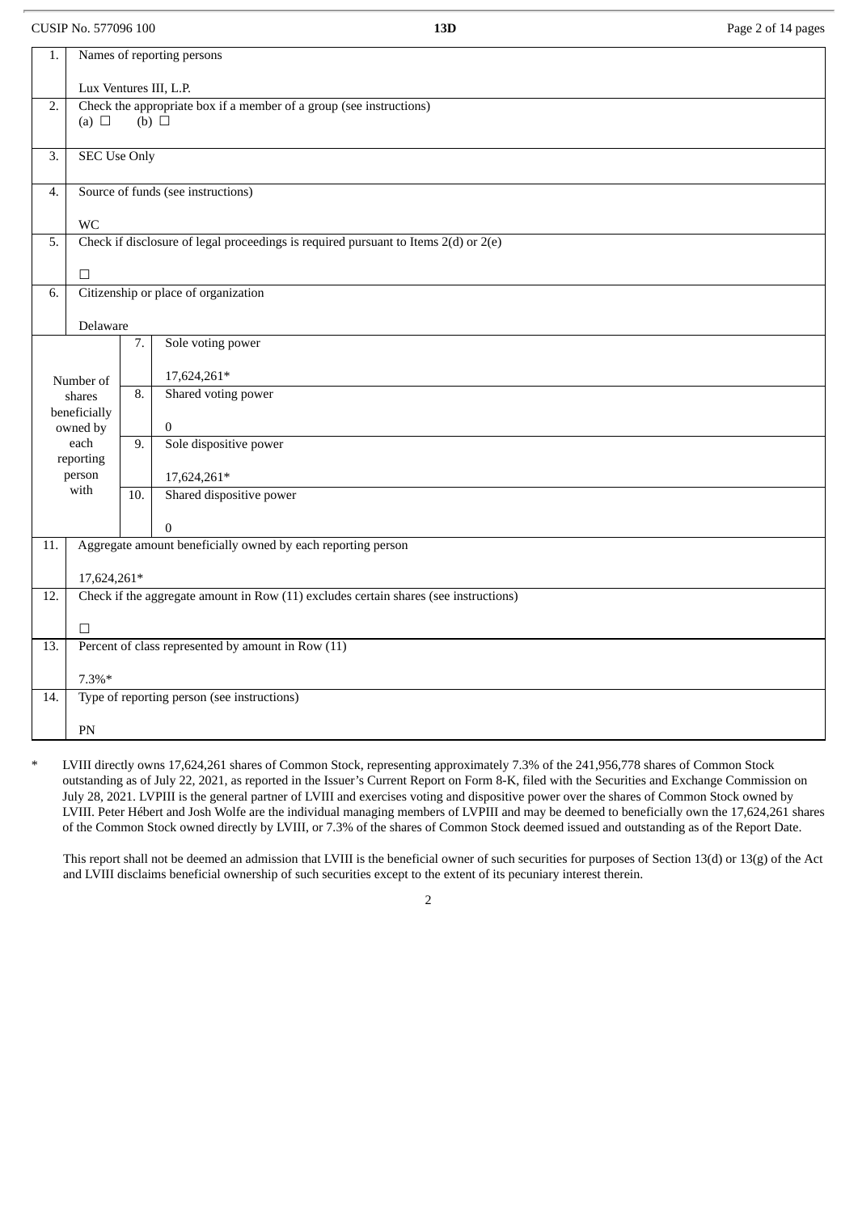| 1. | Names of reporting persons<br><br>Lux Ventures III, L.P. | |
|---|---|---|
| 2. | Check the appropriate box if a member of a group (see instructions)<br>(a) ☐ (b) ☐ | |
| 3. | SEC Use Only | |
| 4. | Source of funds (see instructions)<br><br>WC | |
| 5. | Check if disclosure of legal proceedings is required pursuant to Items 2(d) or 2(e)<br><br>☐ | |
| 6. | Citizenship or place of organization<br><br>Delaware | |
| Number of shares beneficially owned by each reporting person with | 7. | Sole voting power<br><br>17,624,261* |
| | 8. | Shared voting power<br><br>0 |
| | 9. | Sole dispositive power<br><br>17,624,261* |
| | 10. | Shared dispositive power<br><br>0 |
| 11. | Aggregate amount beneficially owned by each reporting person<br><br>17,624,261* | |
| 12. | Check if the aggregate amount in Row (11) excludes certain shares (see instructions)<br><br>☐ | |
| 13. | Percent of class represented by amount in Row (11)<br><br>7.3%* | |
| 14. | Type of reporting person (see instructions)<br><br>PN | |

\* LVIII directly owns 17,624,261 shares of Common Stock, representing approximately 7.3% of the 241,956,778 shares of Common Stock outstanding as of July 22, 2021, as reported in the Issuer's Current Report on Form 8-K, filed with the Securities and Exchange Commission on July 28, 2021. LVPIII is the general partner of LVIII and exercises voting and dispositive power over the shares of Common Stock owned by LVIII. Peter Hébert and Josh Wolfe are the individual managing members of LVPIII and may be deemed to beneficially own the 17,624,261 shares of the Common Stock owned directly by LVIII, or 7.3% of the shares of Common Stock deemed issued and outstanding as of the Report Date.

This report shall not be deemed an admission that LVIII is the beneficial owner of such securities for purposes of Section 13(d) or 13(g) of the Act and LVIII disclaims beneficial ownership of such securities except to the extent of its pecuniary interest therein.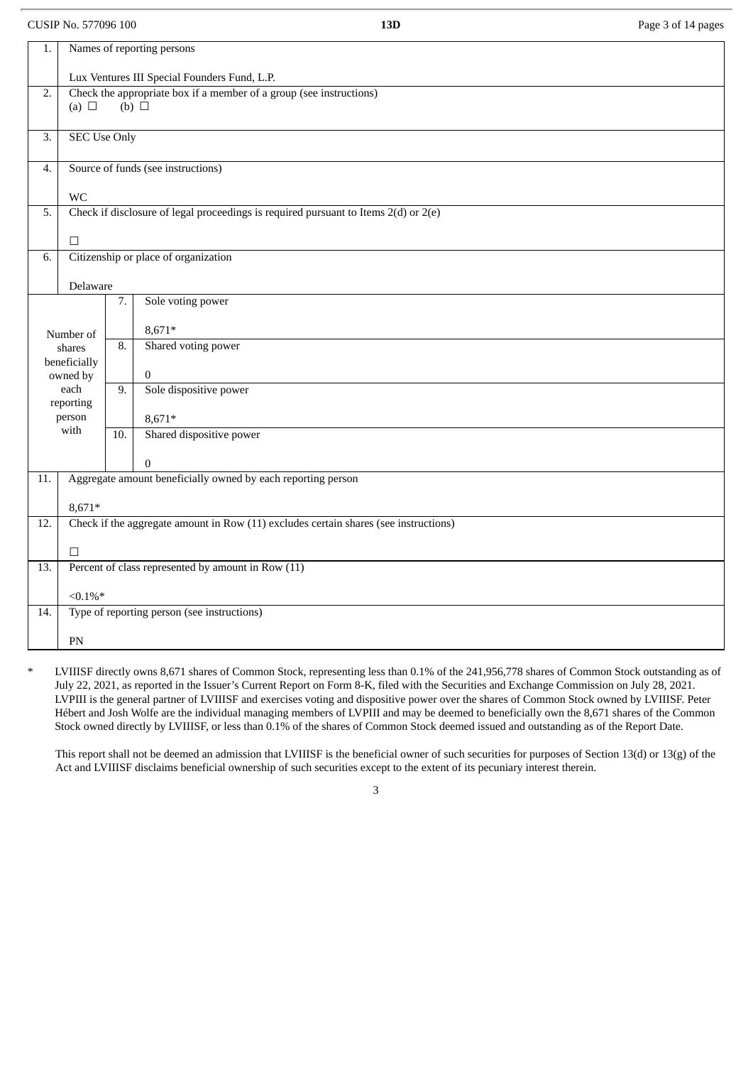| 1. | Names of reporting persons<br><br>Lux Ventures III Special Founders Fund, L.P. | | |
|---|---|---|---|
| 2. | Check the appropriate box if a member of a group (see instructions)<br>(a) ☐ (b) ☐ | | |
| 3. | SEC Use Only | | |
| 4. | Source of funds (see instructions)<br><br>WC | | |
| 5. | Check if disclosure of legal proceedings is required pursuant to Items 2(d) or 2(e)<br><br>☐ | | |
| 6. | Citizenship or place of organization<br><br>Delaware | | |
| Number of shares beneficially owned by each reporting person with | 7. | Sole voting power<br><br>8,671* | |
| | 8. | Shared voting power<br><br>0 | |
| | 9. | Sole dispositive power<br><br>8,671* | |
| | 10. | Shared dispositive power<br><br>0 | |
| 11. | Aggregate amount beneficially owned by each reporting person<br><br>8,671* | | |
| 12. | Check if the aggregate amount in Row (11) excludes certain shares (see instructions)<br><br>☐ | | |
| 13. | Percent of class represented by amount in Row (11)<br><br><0.1%* | | |
| 14. | Type of reporting person (see instructions)<br><br>PN | | |

\* LVIIISF directly owns 8,671 shares of Common Stock, representing less than 0.1% of the 241,956,778 shares of Common Stock outstanding as of July 22, 2021, as reported in the Issuer's Current Report on Form 8-K, filed with the Securities and Exchange Commission on July 28, 2021. LVPIII is the general partner of LVIIISF and exercises voting and dispositive power over the shares of Common Stock owned by LVIIISF. Peter Hébert and Josh Wolfe are the individual managing members of LVPIII and may be deemed to beneficially own the 8,671 shares of the Common Stock owned directly by LVIIISF, or less than 0.1% of the shares of Common Stock deemed issued and outstanding as of the Report Date.

This report shall not be deemed an admission that LVIIISF is the beneficial owner of such securities for purposes of Section 13(d) or 13(g) of the Act and LVIIISF disclaims beneficial ownership of such securities except to the extent of its pecuniary interest therein.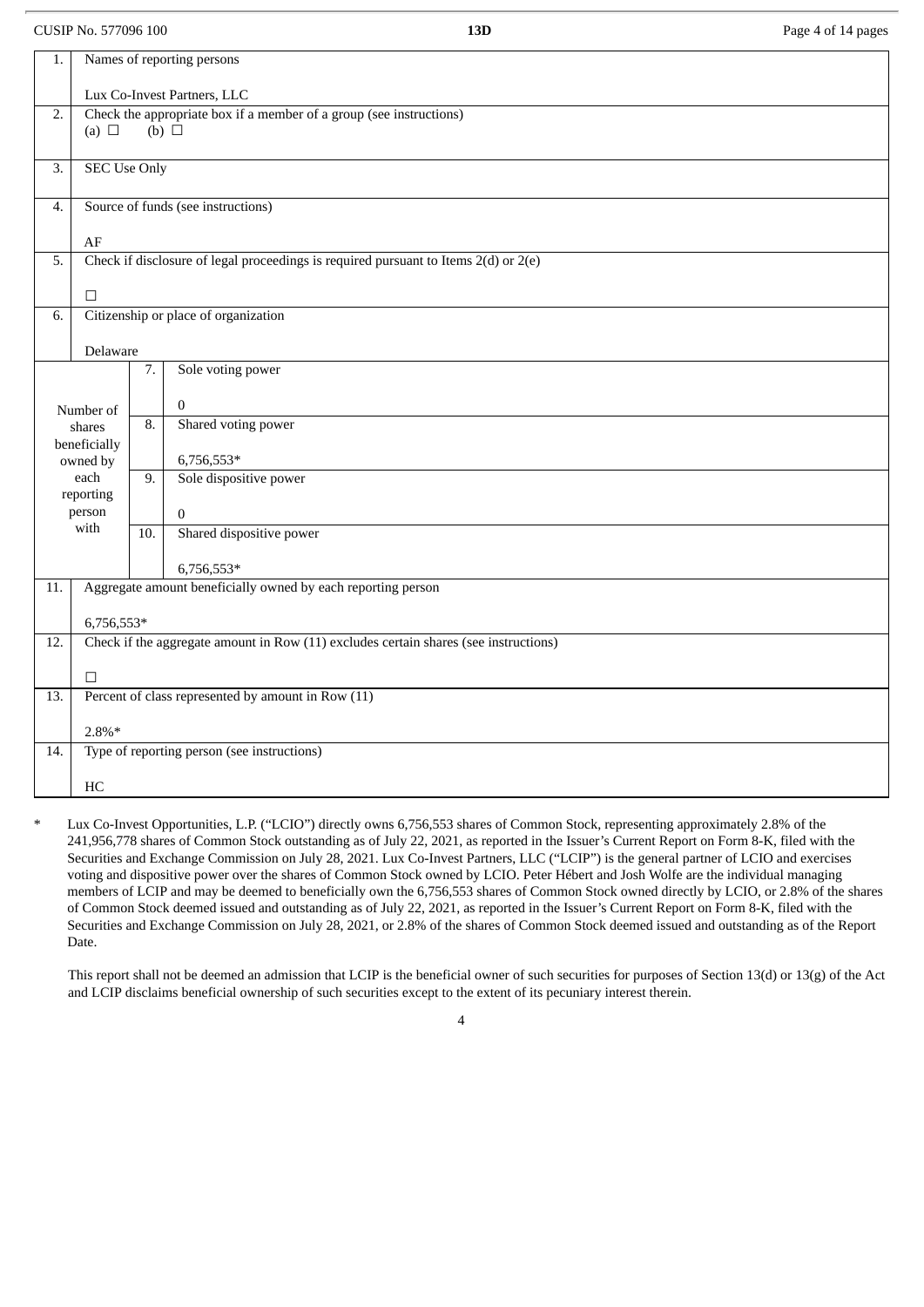| 1. | Names of reporting persons<br><br>Lux Co-Invest Partners, LLC | | |
|---|---|---|---|
| 2. | Check the appropriate box if a member of a group (see instructions)<br>(a) ☐ (b) ☐ | | |
| 3. | SEC Use Only | | |
| 4. | Source of funds (see instructions)<br><br>AF | | |
| 5. | Check if disclosure of legal proceedings is required pursuant to Items 2(d) or 2(e)<br><br>☐ | | |
| 6. | Citizenship or place of organization<br><br>Delaware | | |
| Number of shares beneficially owned by each reporting person with | | 7. | Sole voting power<br><br>0 |
| | | 8. | Shared voting power<br><br>6,756,553* |
| | | 9. | Sole dispositive power<br><br>0 |
| | | 10. | Shared dispositive power<br><br>6,756,553* |
| 11. | Aggregate amount beneficially owned by each reporting person<br><br>6,756,553* | | |
| 12. | Check if the aggregate amount in Row (11) excludes certain shares (see instructions)<br><br>☐ | | |
| 13. | Percent of class represented by amount in Row (11)<br><br>2.8%* | | |
| 14. | Type of reporting person (see instructions)<br><br>HC | | |

\* Lux Co-Invest Opportunities, L.P. ("LCIO") directly owns 6,756,553 shares of Common Stock, representing approximately 2.8% of the 241,956,778 shares of Common Stock outstanding as of July 22, 2021, as reported in the Issuer's Current Report on Form 8-K, filed with the Securities and Exchange Commission on July 28, 2021. Lux Co-Invest Partners, LLC ("LCIP") is the general partner of LCIO and exercises voting and dispositive power over the shares of Common Stock owned by LCIO. Peter Hébert and Josh Wolfe are the individual managing members of LCIP and may be deemed to beneficially own the 6,756,553 shares of Common Stock owned directly by LCIO, or 2.8% of the shares of Common Stock deemed issued and outstanding as of July 22, 2021, as reported in the Issuer's Current Report on Form 8-K, filed with the Securities and Exchange Commission on July 28, 2021, or 2.8% of the shares of Common Stock deemed issued and outstanding as of the Report Date.

This report shall not be deemed an admission that LCIP is the beneficial owner of such securities for purposes of Section 13(d) or 13(g) of the Act and LCIP disclaims beneficial ownership of such securities except to the extent of its pecuniary interest therein.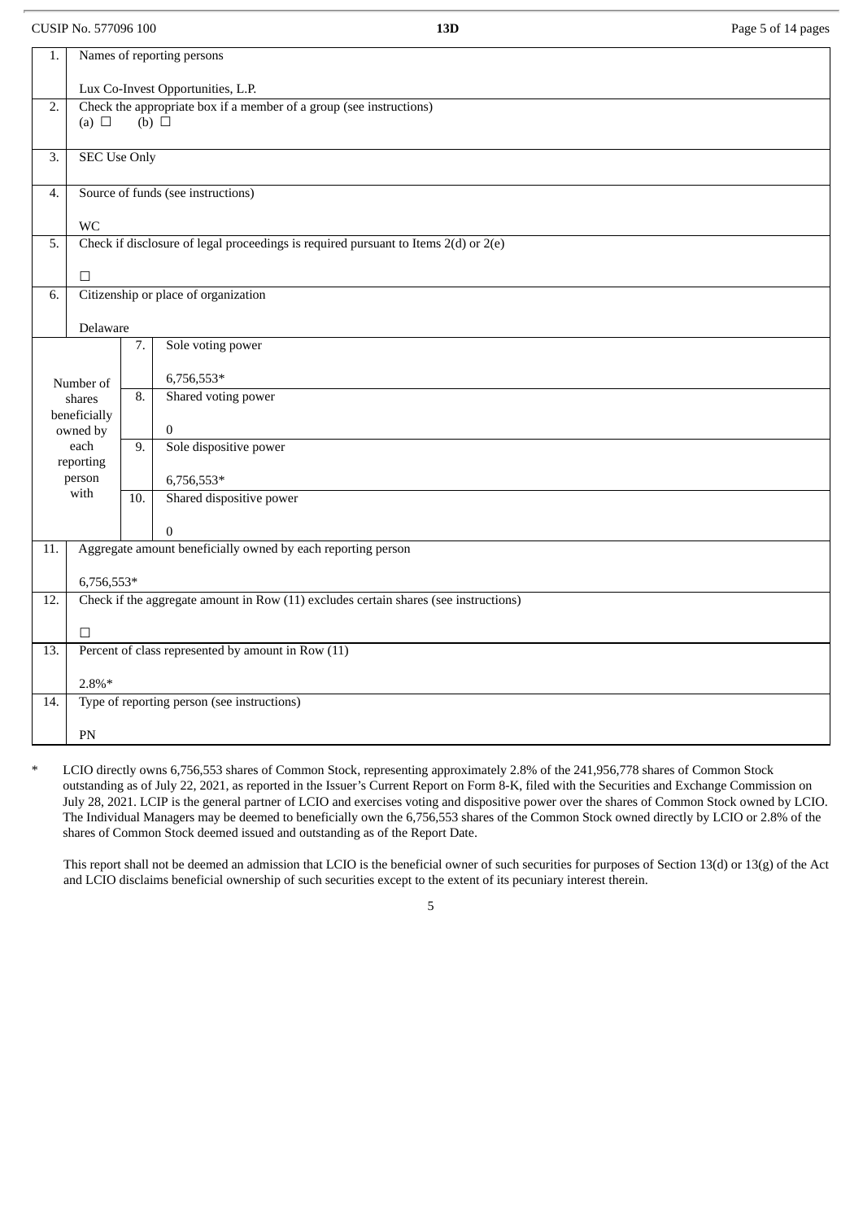CUSIP No. 577096 100 **13D**

| | | | |
|---|---|---|---|
| 1. | Names of reporting persons<br><br>Lux Co-Invest Opportunities, L.P. | | |
| 2. | Check the appropriate box if a member of a group (see instructions)<br>(a) ☐ (b) ☐ | | |
| 3. | SEC Use Only | | |
| 4. | Source of funds (see instructions)<br><br>WC | | |
| 5. | Check if disclosure of legal proceedings is required pursuant to Items 2(d) or 2(e)<br><br>☐ | | |
| 6. | Citizenship or place of organization<br><br>Delaware | | |
| Number of shares beneficially owned by each reporting person with | 7. | Sole voting power<br><br>6,756,553* | |
| | 8. | Shared voting power<br><br>0 | |
| | 9. | Sole dispositive power<br><br>6,756,553* | |
| | 10. | Shared dispositive power<br><br>0 | |
| 11. | Aggregate amount beneficially owned by each reporting person<br><br>6,756,553* | | |
| 12. | Check if the aggregate amount in Row (11) excludes certain shares (see instructions)<br><br>☐ | | |
| 13. | Percent of class represented by amount in Row (11)<br><br>2.8%* | | |
| 14. | Type of reporting person (see instructions)<br><br>PN | | |

\* LCIO directly owns 6,756,553 shares of Common Stock, representing approximately 2.8% of the 241,956,778 shares of Common Stock outstanding as of July 22, 2021, as reported in the Issuer's Current Report on Form 8-K, filed with the Securities and Exchange Commission on July 28, 2021. LCIP is the general partner of LCIO and exercises voting and dispositive power over the shares of Common Stock owned by LCIO. The Individual Managers may be deemed to beneficially own the 6,756,553 shares of the Common Stock owned directly by LCIO or 2.8% of the shares of Common Stock deemed issued and outstanding as of the Report Date.

This report shall not be deemed an admission that LCIO is the beneficial owner of such securities for purposes of Section 13(d) or 13(g) of the Act and LCIO disclaims beneficial ownership of such securities except to the extent of its pecuniary interest therein.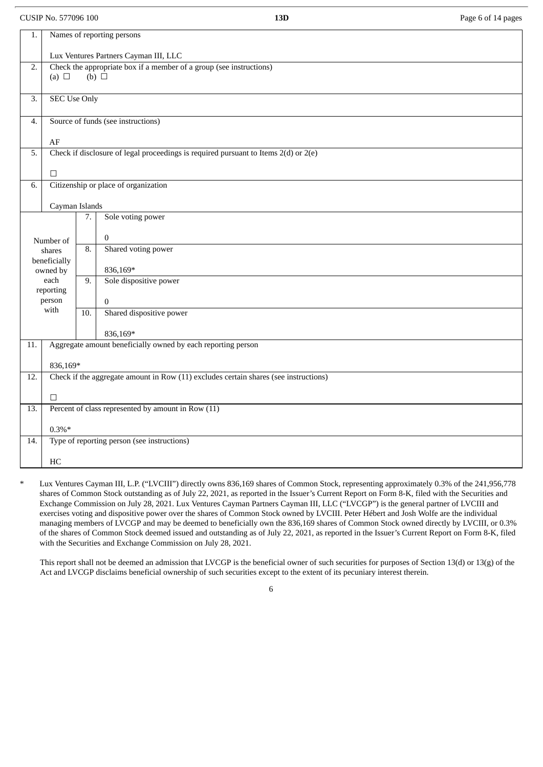CUSIP No. 577096 100 **13D**

| | | | |
|---|---|---|---|
| 1. | Names of reporting persons<br><br>Lux Ventures Partners Cayman III, LLC | | |
| 2. | Check the appropriate box if a member of a group (see instructions)<br>(a) ☐ (b) ☐ | | |
| 3. | SEC Use Only | | |
| 4. | Source of funds (see instructions)<br><br>AF | | |
| 5. | Check if disclosure of legal proceedings is required pursuant to Items 2(d) or 2(e)<br><br>☐ | | |
| 6. | Citizenship or place of organization<br><br>Cayman Islands | | |
| Number of shares beneficially owned by each reporting person with | | 7. | Sole voting power<br><br>0 |
| | | 8. | Shared voting power<br><br>836,169* |
| | | 9. | Sole dispositive power<br><br>0 |
| | | 10. | Shared dispositive power<br><br>836,169* |
| 11. | Aggregate amount beneficially owned by each reporting person<br><br>836,169* | | |
| 12. | Check if the aggregate amount in Row (11) excludes certain shares (see instructions)<br><br>☐ | | |
| 13. | Percent of class represented by amount in Row (11)<br><br>0.3%* | | |
| 14. | Type of reporting person (see instructions)<br><br>HC | | |

\* Lux Ventures Cayman III, L.P. ("LVCIII") directly owns 836,169 shares of Common Stock, representing approximately 0.3% of the 241,956,778 shares of Common Stock outstanding as of July 22, 2021, as reported in the Issuer's Current Report on Form 8-K, filed with the Securities and Exchange Commission on July 28, 2021. Lux Ventures Cayman Partners Cayman III, LLC ("LVCGP") is the general partner of LVCIII and exercises voting and dispositive power over the shares of Common Stock owned by LVCIII. Peter Hébert and Josh Wolfe are the individual managing members of LVCGP and may be deemed to beneficially own the 836,169 shares of Common Stock owned directly by LVCIII, or 0.3% of the shares of Common Stock deemed issued and outstanding as of July 22, 2021, as reported in the Issuer's Current Report on Form 8-K, filed with the Securities and Exchange Commission on July 28, 2021.

This report shall not be deemed an admission that LVCGP is the beneficial owner of such securities for purposes of Section 13(d) or 13(g) of the Act and LVCGP disclaims beneficial ownership of such securities except to the extent of its pecuniary interest therein.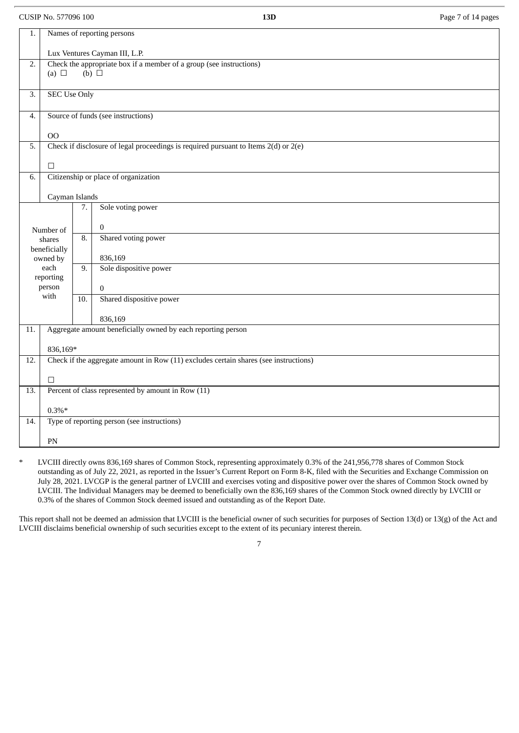| | | | |
|---|---|---|---|
| 1. | Names of reporting persons<br><br>Lux Ventures Cayman III, L.P. | | |
| 2. | Check the appropriate box if a member of a group (see instructions)<br>(a) ☐ (b) ☐ | | |
| 3. | SEC Use Only | | |
| 4. | Source of funds (see instructions)<br><br>OO | | |
| 5. | Check if disclosure of legal proceedings is required pursuant to Items 2(d) or 2(e)<br><br>☐ | | |
| 6. | Citizenship or place of organization<br><br>Cayman Islands | | |
| Number of shares beneficially owned by each reporting person with | | 7. | Sole voting power<br><br>0 |
| | | 8. | Shared voting power<br><br>836,169 |
| | | 9. | Sole dispositive power<br><br>0 |
| | | 10. | Shared dispositive power<br><br>836,169 |
| 11. | Aggregate amount beneficially owned by each reporting person<br><br>836,169* | | |
| 12. | Check if the aggregate amount in Row (11) excludes certain shares (see instructions)<br><br>☐ | | |
| 13. | Percent of class represented by amount in Row (11)<br><br>0.3%* | | |
| 14. | Type of reporting person (see instructions)<br><br>PN | | |

\* LVCIII directly owns 836,169 shares of Common Stock, representing approximately 0.3% of the 241,956,778 shares of Common Stock outstanding as of July 22, 2021, as reported in the Issuer's Current Report on Form 8-K, filed with the Securities and Exchange Commission on July 28, 2021. LVCGP is the general partner of LVCIII and exercises voting and dispositive power over the shares of Common Stock owned by LVCIII. The Individual Managers may be deemed to beneficially own the 836,169 shares of the Common Stock owned directly by LVCIII or 0.3% of the shares of Common Stock deemed issued and outstanding as of the Report Date.

This report shall not be deemed an admission that LVCIII is the beneficial owner of such securities for purposes of Section 13(d) or 13(g) of the Act and LVCIII disclaims beneficial ownership of such securities except to the extent of its pecuniary interest therein.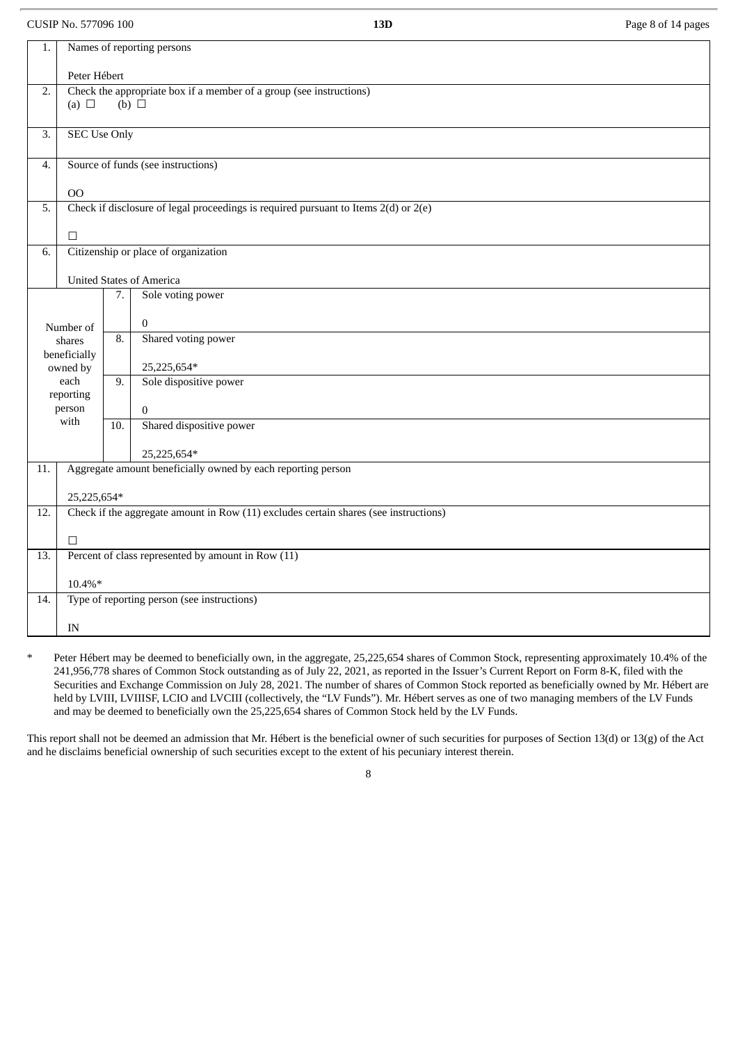CUSIP No. 577096 100 **13D**

| | | | |
|---|---|---|---|
| 1. | Names of reporting persons<br><br>Peter Hébert | | |
| 2. | Check the appropriate box if a member of a group (see instructions)<br>(a) ☐ (b) ☐ | | |
| 3. | SEC Use Only | | |
| 4. | Source of funds (see instructions)<br><br>OO | | |
| 5. | Check if disclosure of legal proceedings is required pursuant to Items 2(d) or 2(e)<br><br>☐ | | |
| 6. | Citizenship or place of organization<br><br>United States of America | | |
| Number of shares beneficially owned by each reporting person with | 7. | Sole voting power<br><br>0 | |
| | 8. | Shared voting power<br><br>25,225,654* | |
| | 9. | Sole dispositive power<br><br>0 | |
| | 10. | Shared dispositive power<br><br>25,225,654* | |
| 11. | Aggregate amount beneficially owned by each reporting person<br><br>25,225,654* | | |
| 12. | Check if the aggregate amount in Row (11) excludes certain shares (see instructions)<br><br>☐ | | |
| 13. | Percent of class represented by amount in Row (11)<br><br>10.4%* | | |
| 14. | Type of reporting person (see instructions)<br><br>IN | | |

\* Peter Hébert may be deemed to beneficially own, in the aggregate, 25,225,654 shares of Common Stock, representing approximately 10.4% of the 241,956,778 shares of Common Stock outstanding as of July 22, 2021, as reported in the Issuer's Current Report on Form 8-K, filed with the Securities and Exchange Commission on July 28, 2021. The number of shares of Common Stock reported as beneficially owned by Mr. Hébert are held by LVIII, LVIIISF, LCIO and LVCIII (collectively, the "LV Funds"). Mr. Hébert serves as one of two managing members of the LV Funds and may be deemed to beneficially own the 25,225,654 shares of Common Stock held by the LV Funds.

This report shall not be deemed an admission that Mr. Hébert is the beneficial owner of such securities for purposes of Section 13(d) or 13(g) of the Act and he disclaims beneficial ownership of such securities except to the extent of his pecuniary interest therein.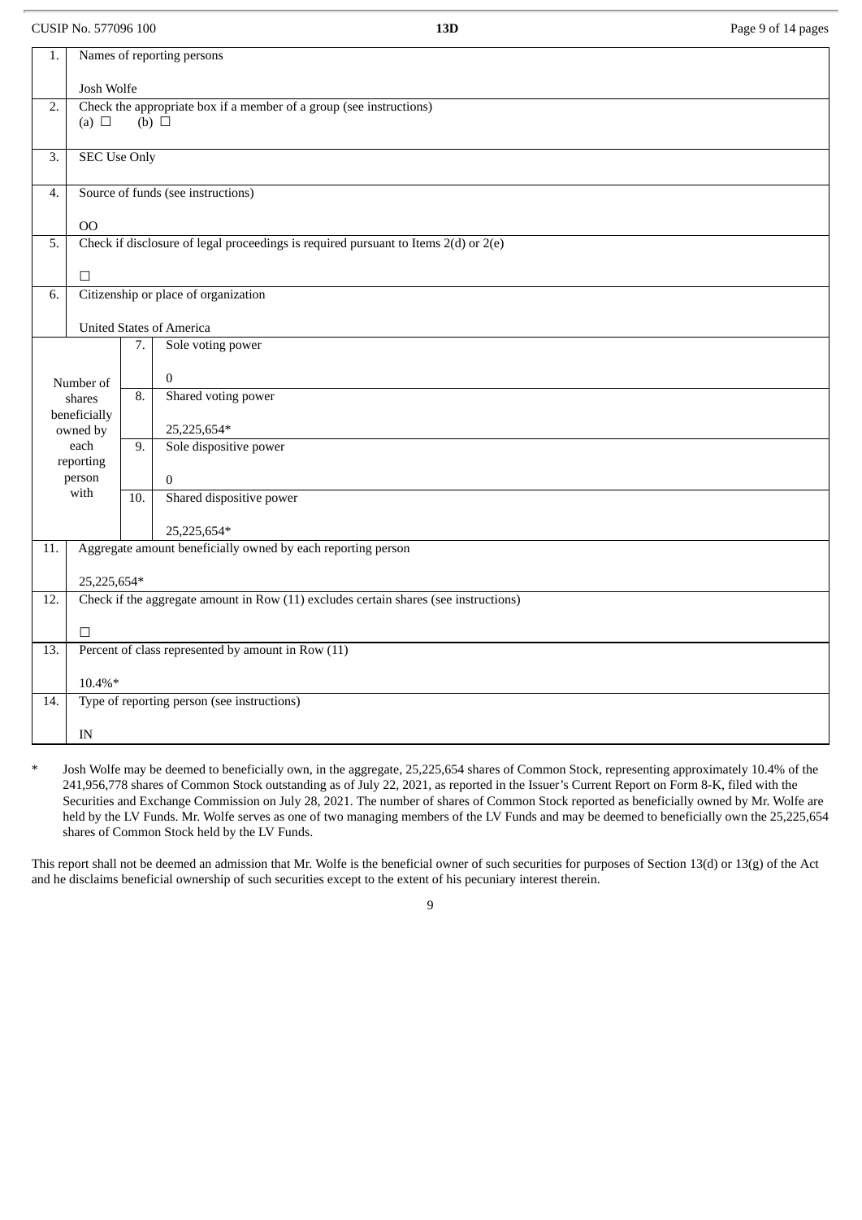CUSIP No. 577096 100 **13D**

| | | | |
|---|---|---|---|
| 1. | Names of reporting persons<br><br>Josh Wolfe | | |
| 2. | Check the appropriate box if a member of a group (see instructions)<br>(a) ☐ (b) ☐ | | |
| 3. | SEC Use Only | | |
| 4. | Source of funds (see instructions)<br><br>OO | | |
| 5. | Check if disclosure of legal proceedings is required pursuant to Items 2(d) or 2(e)<br><br>☐ | | |
| 6. | Citizenship or place of organization<br><br>United States of America | | |
| Number of shares beneficially owned by each reporting person with | | 7. | Sole voting power<br><br>0 |
| | | 8. | Shared voting power<br><br>25,225,654* |
| | | 9. | Sole dispositive power<br><br>0 |
| | | 10. | Shared dispositive power<br><br>25,225,654* |
| 11. | Aggregate amount beneficially owned by each reporting person<br><br>25,225,654* | | |
| 12. | Check if the aggregate amount in Row (11) excludes certain shares (see instructions)<br><br>☐ | | |
| 13. | Percent of class represented by amount in Row (11)<br><br>10.4%* | | |
| 14. | Type of reporting person (see instructions)<br><br>IN | | |

\* Josh Wolfe may be deemed to beneficially own, in the aggregate, 25,225,654 shares of Common Stock, representing approximately 10.4% of the 241,956,778 shares of Common Stock outstanding as of July 22, 2021, as reported in the Issuer's Current Report on Form 8-K, filed with the Securities and Exchange Commission on July 28, 2021. The number of shares of Common Stock reported as beneficially owned by Mr. Wolfe are held by the LV Funds. Mr. Wolfe serves as one of two managing members of the LV Funds and may be deemed to beneficially own the 25,225,654 shares of Common Stock held by the LV Funds.

This report shall not be deemed an admission that Mr. Wolfe is the beneficial owner of such securities for purposes of Section 13(d) or 13(g) of the Act and he disclaims beneficial ownership of such securities except to the extent of his pecuniary interest therein.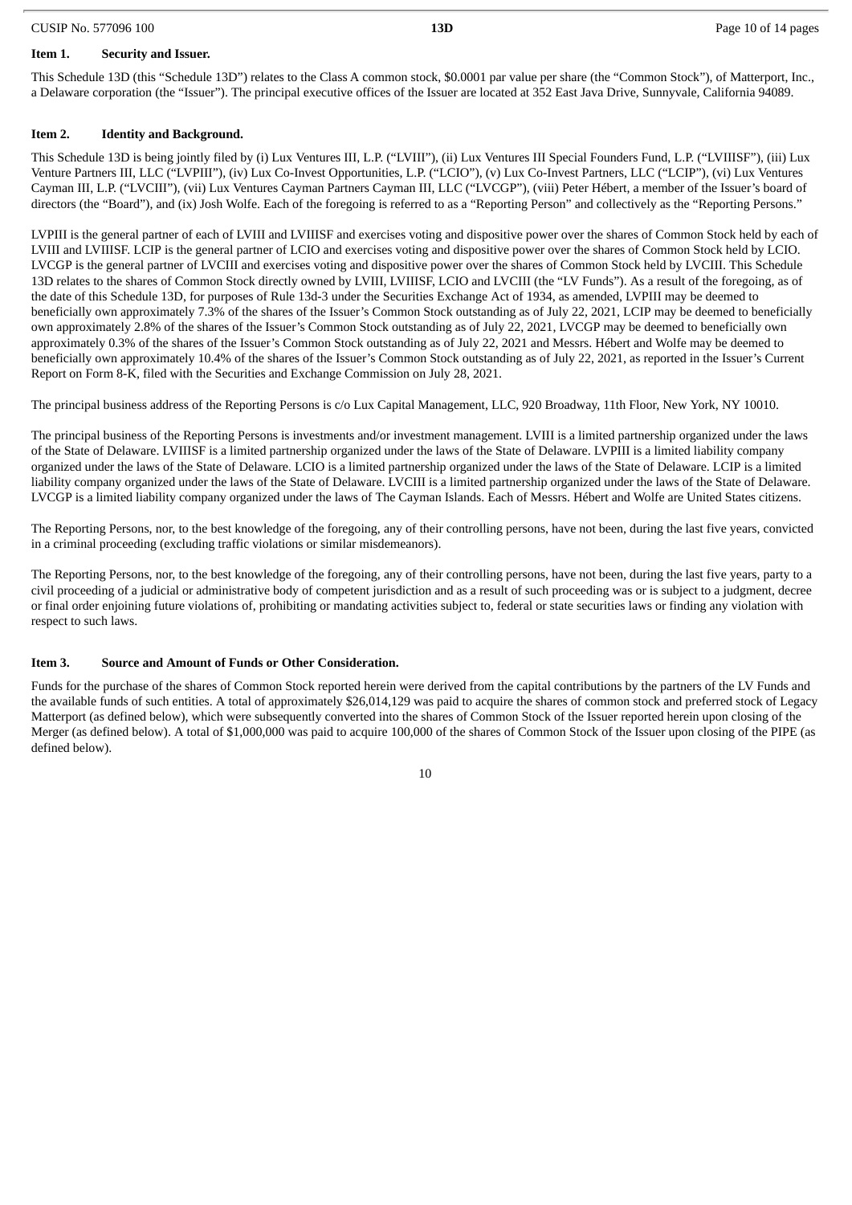## Item 1. Security and Issuer.

This Schedule 13D (this "Schedule 13D") relates to the Class A common stock, $0.0001 par value per share (the "Common Stock"), of Matterport, Inc., a Delaware corporation (the "Issuer"). The principal executive offices of the Issuer are located at 352 East Java Drive, Sunnyvale, California 94089.

## Item 2. Identity and Background.

This Schedule 13D is being jointly filed by (i) Lux Ventures III, L.P. ("LVIII"), (ii) Lux Ventures III Special Founders Fund, L.P. ("LVIIISF"), (iii) Lux Venture Partners III, LLC ("LVPIII"), (iv) Lux Co-Invest Opportunities, L.P. ("LCIO"), (v) Lux Co-Invest Partners, LLC ("LCIP"), (vi) Lux Ventures Cayman III, L.P. ("LVCIII"), (vii) Lux Ventures Cayman Partners Cayman III, LLC ("LVCGP"), (viii) Peter Hébert, a member of the Issuer's board of directors (the "Board"), and (ix) Josh Wolfe. Each of the foregoing is referred to as a "Reporting Person" and collectively as the "Reporting Persons."

LVPIII is the general partner of each of LVIII and LVIIISF and exercises voting and dispositive power over the shares of Common Stock held by each of LVIII and LVIIISF. LCIP is the general partner of LCIO and exercises voting and dispositive power over the shares of Common Stock held by LCIO. LVCGP is the general partner of LVCIII and exercises voting and dispositive power over the shares of Common Stock held by LVCIII. This Schedule 13D relates to the shares of Common Stock directly owned by LVIII, LVIIISF, LCIO and LVCIII (the "LV Funds"). As a result of the foregoing, as of the date of this Schedule 13D, for purposes of Rule 13d-3 under the Securities Exchange Act of 1934, as amended, LVPIII may be deemed to beneficially own approximately 7.3% of the shares of the Issuer's Common Stock outstanding as of July 22, 2021, LCIP may be deemed to beneficially own approximately 2.8% of the shares of the Issuer's Common Stock outstanding as of July 22, 2021, LVCGP may be deemed to beneficially own approximately 0.3% of the shares of the Issuer's Common Stock outstanding as of July 22, 2021 and Messrs. Hébert and Wolfe may be deemed to beneficially own approximately 10.4% of the shares of the Issuer's Common Stock outstanding as of July 22, 2021, as reported in the Issuer's Current Report on Form 8-K, filed with the Securities and Exchange Commission on July 28, 2021.

The principal business address of the Reporting Persons is c/o Lux Capital Management, LLC, 920 Broadway, 11th Floor, New York, NY 10010.

The principal business of the Reporting Persons is investments and/or investment management. LVIII is a limited partnership organized under the laws of the State of Delaware. LVIIISF is a limited partnership organized under the laws of the State of Delaware. LVPIII is a limited liability company organized under the laws of the State of Delaware. LCIO is a limited partnership organized under the laws of the State of Delaware. LCIP is a limited liability company organized under the laws of the State of Delaware. LVCIII is a limited partnership organized under the laws of the State of Delaware. LVCGP is a limited liability company organized under the laws of The Cayman Islands. Each of Messrs. Hébert and Wolfe are United States citizens.

The Reporting Persons, nor, to the best knowledge of the foregoing, any of their controlling persons, have not been, during the last five years, convicted in a criminal proceeding (excluding traffic violations or similar misdemeanors).

The Reporting Persons, nor, to the best knowledge of the foregoing, any of their controlling persons, have not been, during the last five years, party to a civil proceeding of a judicial or administrative body of competent jurisdiction and as a result of such proceeding was or is subject to a judgment, decree or final order enjoining future violations of, prohibiting or mandating activities subject to, federal or state securities laws or finding any violation with respect to such laws.

## Item 3. Source and Amount of Funds or Other Consideration.

Funds for the purchase of the shares of Common Stock reported herein were derived from the capital contributions by the partners of the LV Funds and the available funds of such entities. A total of approximately $26,014,129 was paid to acquire the shares of common stock and preferred stock of Legacy Matterport (as defined below), which were subsequently converted into the shares of Common Stock of the Issuer reported herein upon closing of the Merger (as defined below). A total of $1,000,000 was paid to acquire 100,000 of the shares of Common Stock of the Issuer upon closing of the PIPE (as defined below).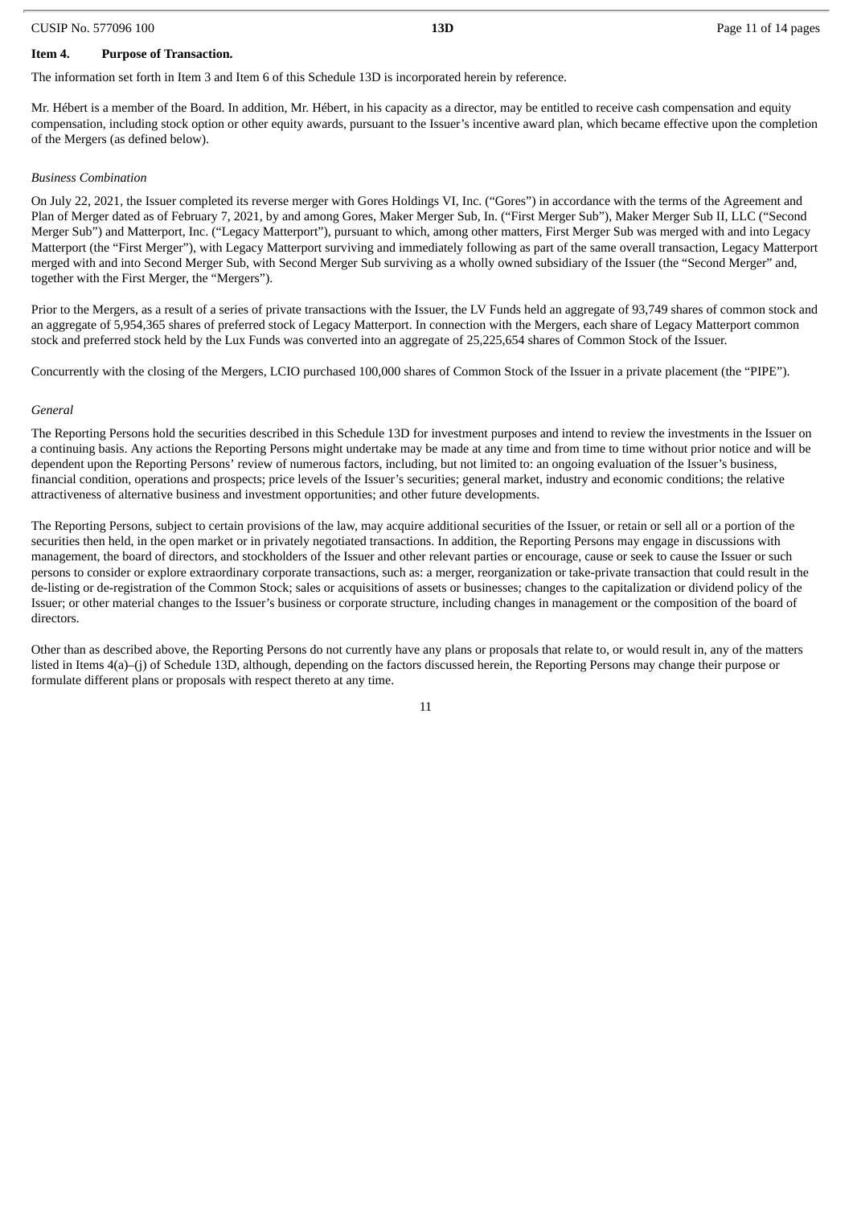## Item 4. Purpose of Transaction.

The information set forth in Item 3 and Item 6 of this Schedule 13D is incorporated herein by reference.

Mr. Hébert is a member of the Board. In addition, Mr. Hébert, in his capacity as a director, may be entitled to receive cash compensation and equity compensation, including stock option or other equity awards, pursuant to the Issuer's incentive award plan, which became effective upon the completion of the Mergers (as defined below).

*Business Combination*

On July 22, 2021, the Issuer completed its reverse merger with Gores Holdings VI, Inc. ("Gores") in accordance with the terms of the Agreement and Plan of Merger dated as of February 7, 2021, by and among Gores, Maker Merger Sub, In. ("First Merger Sub"), Maker Merger Sub II, LLC ("Second Merger Sub") and Matterport, Inc. ("Legacy Matterport"), pursuant to which, among other matters, First Merger Sub was merged with and into Legacy Matterport (the "First Merger"), with Legacy Matterport surviving and immediately following as part of the same overall transaction, Legacy Matterport merged with and into Second Merger Sub, with Second Merger Sub surviving as a wholly owned subsidiary of the Issuer (the "Second Merger" and, together with the First Merger, the "Mergers").

Prior to the Mergers, as a result of a series of private transactions with the Issuer, the LV Funds held an aggregate of 93,749 shares of common stock and an aggregate of 5,954,365 shares of preferred stock of Legacy Matterport. In connection with the Mergers, each share of Legacy Matterport common stock and preferred stock held by the Lux Funds was converted into an aggregate of 25,225,654 shares of Common Stock of the Issuer.

Concurrently with the closing of the Mergers, LCIO purchased 100,000 shares of Common Stock of the Issuer in a private placement (the "PIPE").

*General*

The Reporting Persons hold the securities described in this Schedule 13D for investment purposes and intend to review the investments in the Issuer on a continuing basis. Any actions the Reporting Persons might undertake may be made at any time and from time to time without prior notice and will be dependent upon the Reporting Persons' review of numerous factors, including, but not limited to: an ongoing evaluation of the Issuer's business, financial condition, operations and prospects; price levels of the Issuer's securities; general market, industry and economic conditions; the relative attractiveness of alternative business and investment opportunities; and other future developments.

The Reporting Persons, subject to certain provisions of the law, may acquire additional securities of the Issuer, or retain or sell all or a portion of the securities then held, in the open market or in privately negotiated transactions. In addition, the Reporting Persons may engage in discussions with management, the board of directors, and stockholders of the Issuer and other relevant parties or encourage, cause or seek to cause the Issuer or such persons to consider or explore extraordinary corporate transactions, such as: a merger, reorganization or take-private transaction that could result in the de-listing or de-registration of the Common Stock; sales or acquisitions of assets or businesses; changes to the capitalization or dividend policy of the Issuer; or other material changes to the Issuer's business or corporate structure, including changes in management or the composition of the board of directors.

Other than as described above, the Reporting Persons do not currently have any plans or proposals that relate to, or would result in, any of the matters listed in Items 4(a)–(j) of Schedule 13D, although, depending on the factors discussed herein, the Reporting Persons may change their purpose or formulate different plans or proposals with respect thereto at any time.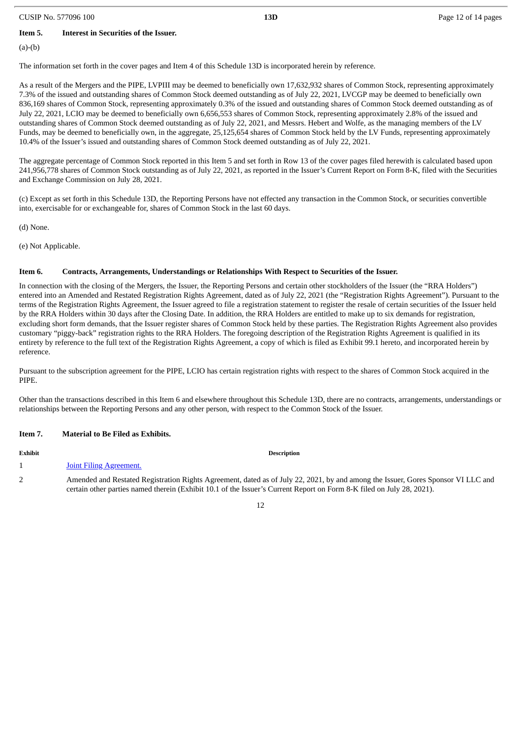## Item 5. Interest in Securities of the Issuer.

(a)-(b)

The information set forth in the cover pages and Item 4 of this Schedule 13D is incorporated herein by reference.

As a result of the Mergers and the PIPE, LVPIII may be deemed to beneficially own 17,632,932 shares of Common Stock, representing approximately 7.3% of the issued and outstanding shares of Common Stock deemed outstanding as of July 22, 2021, LVCGP may be deemed to beneficially own 836,169 shares of Common Stock, representing approximately 0.3% of the issued and outstanding shares of Common Stock deemed outstanding as of July 22, 2021, LCIO may be deemed to beneficially own 6,656,553 shares of Common Stock, representing approximately 2.8% of the issued and outstanding shares of Common Stock deemed outstanding as of July 22, 2021, and Messrs. Hebert and Wolfe, as the managing members of the LV Funds, may be deemed to beneficially own, in the aggregate, 25,125,654 shares of Common Stock held by the LV Funds, representing approximately 10.4% of the Issuer's issued and outstanding shares of Common Stock deemed outstanding as of July 22, 2021.

The aggregate percentage of Common Stock reported in this Item 5 and set forth in Row 13 of the cover pages filed herewith is calculated based upon 241,956,778 shares of Common Stock outstanding as of July 22, 2021, as reported in the Issuer's Current Report on Form 8-K, filed with the Securities and Exchange Commission on July 28, 2021.

(c) Except as set forth in this Schedule 13D, the Reporting Persons have not effected any transaction in the Common Stock, or securities convertible into, exercisable for or exchangeable for, shares of Common Stock in the last 60 days.

(d) None.

(e) Not Applicable.

## Item 6. Contracts, Arrangements, Understandings or Relationships With Respect to Securities of the Issuer.

In connection with the closing of the Mergers, the Issuer, the Reporting Persons and certain other stockholders of the Issuer (the "RRA Holders") entered into an Amended and Restated Registration Rights Agreement, dated as of July 22, 2021 (the "Registration Rights Agreement"). Pursuant to the terms of the Registration Rights Agreement, the Issuer agreed to file a registration statement to register the resale of certain securities of the Issuer held by the RRA Holders within 30 days after the Closing Date. In addition, the RRA Holders are entitled to make up to six demands for registration, excluding short form demands, that the Issuer register shares of Common Stock held by these parties. The Registration Rights Agreement also provides customary "piggy-back" registration rights to the RRA Holders. The foregoing description of the Registration Rights Agreement is qualified in its entirety by reference to the full text of the Registration Rights Agreement, a copy of which is filed as Exhibit 99.1 hereto, and incorporated herein by reference.

Pursuant to the subscription agreement for the PIPE, LCIO has certain registration rights with respect to the shares of Common Stock acquired in the PIPE.

Other than the transactions described in this Item 6 and elsewhere throughout this Schedule 13D, there are no contracts, arrangements, understandings or relationships between the Reporting Persons and any other person, with respect to the Common Stock of the Issuer.

## Item 7. Material to Be Filed as Exhibits.

| Exhibit | Description |
|---|---|
| 1 | Joint Filing Agreement. |
| 2 | Amended and Restated Registration Rights Agreement, dated as of July 22, 2021, by and among the Issuer, Gores Sponsor VI LLC and certain other parties named therein (Exhibit 10.1 of the Issuer's Current Report on Form 8-K filed on July 28, 2021). |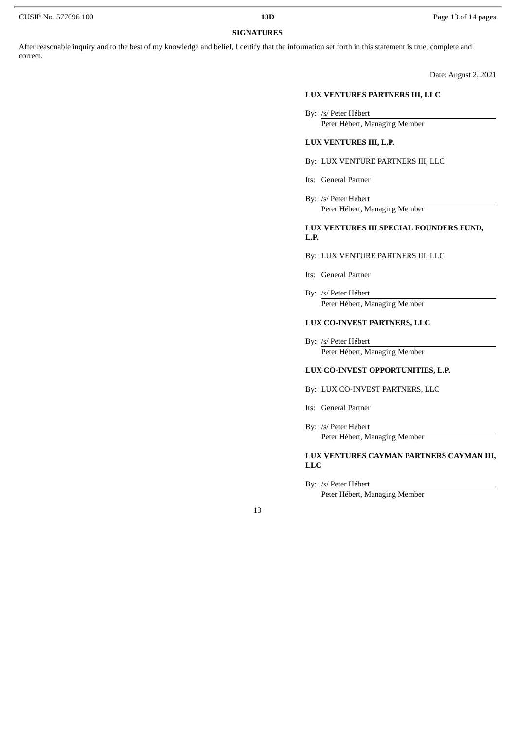**SIGNATURES**

After reasonable inquiry and to the best of my knowledge and belief, I certify that the information set forth in this statement is true, complete and correct.

Date: August 2, 2021

**LUX VENTURES PARTNERS III, LLC**

By: /s/ Peter Hébert
Peter Hébert, Managing Member

**LUX VENTURES III, L.P.**

By: LUX VENTURE PARTNERS III, LLC

Its: General Partner

By: /s/ Peter Hébert
Peter Hébert, Managing Member

**LUX VENTURES III SPECIAL FOUNDERS FUND, L.P.**

By: LUX VENTURE PARTNERS III, LLC

Its: General Partner

By: /s/ Peter Hébert
Peter Hébert, Managing Member

**LUX CO-INVEST PARTNERS, LLC**

By: /s/ Peter Hébert
Peter Hébert, Managing Member

**LUX CO-INVEST OPPORTUNITIES, L.P.**

By: LUX CO-INVEST PARTNERS, LLC

Its: General Partner

By: /s/ Peter Hébert
Peter Hébert, Managing Member

**LUX VENTURES CAYMAN PARTNERS CAYMAN III, LLC**

By: /s/ Peter Hébert
Peter Hébert, Managing Member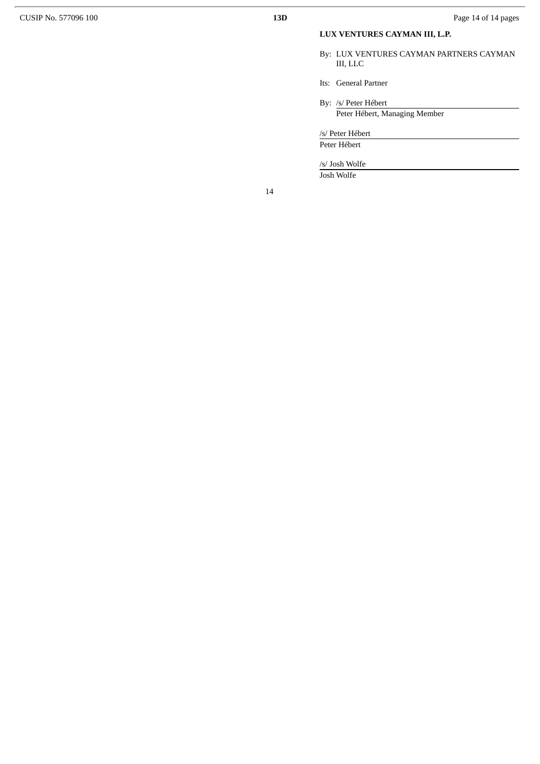**LUX VENTURES CAYMAN III, L.P.**

By: LUX VENTURES CAYMAN PARTNERS CAYMAN III, LLC

Its: General Partner

By: /s/ Peter Hébert
Peter Hébert, Managing Member

/s/ Peter Hébert
Peter Hébert

/s/ Josh Wolfe
Josh Wolfe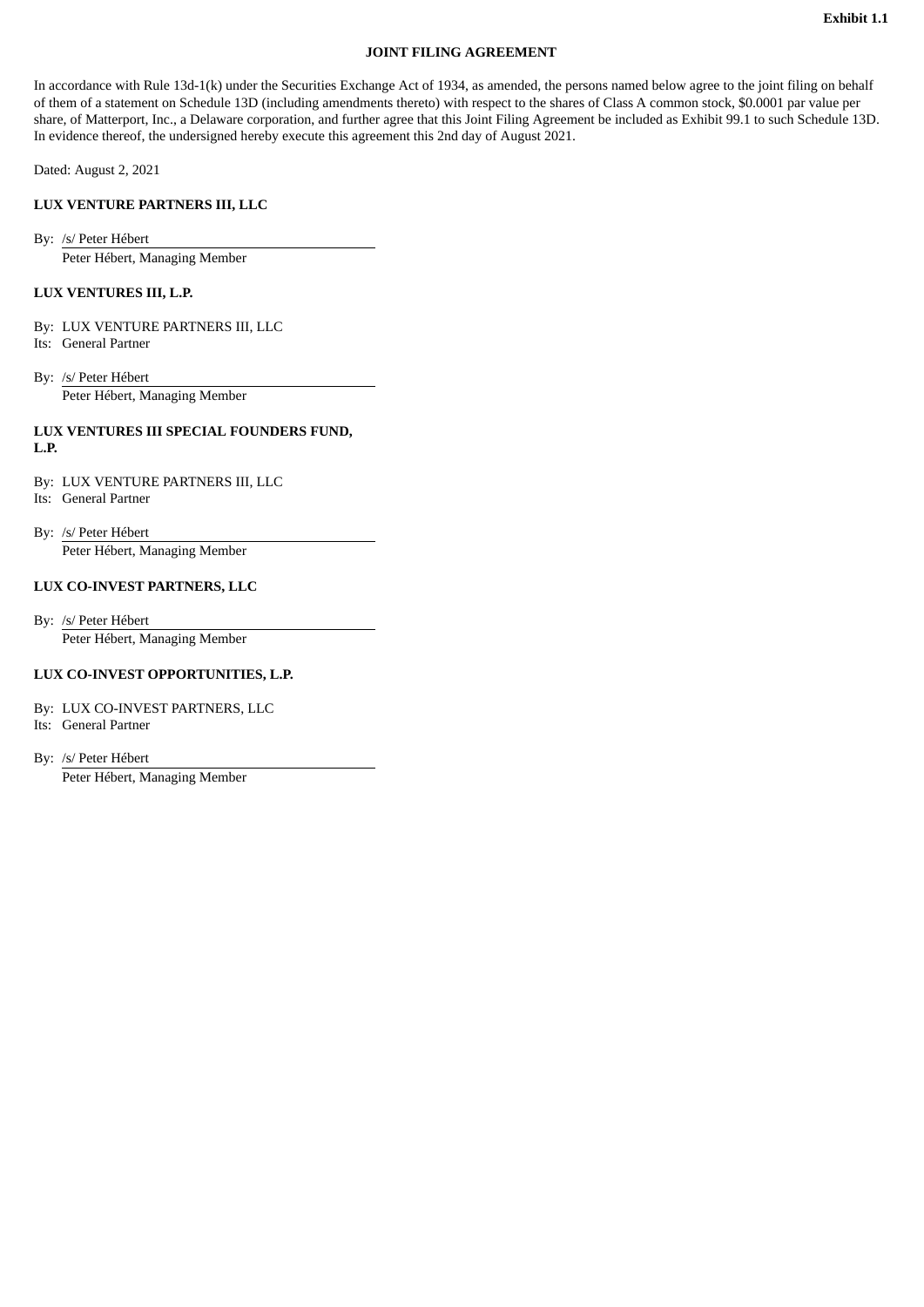**Exhibit 1.1**

**JOINT FILING AGREEMENT**

In accordance with Rule 13d-1(k) under the Securities Exchange Act of 1934, as amended, the persons named below agree to the joint filing on behalf of each of them of a statement on Schedule 13D (including amendments thereto) with respect to the shares of Class A common stock, $0.0001 par value per share, of Matterport, Inc., a Delaware corporation, and further agree that this Joint Filing Agreement be included as Exhibit 99.1 to such Schedule 13D. In evidence thereof, the undersigned hereby execute this agreement this 2nd day of August 2021.

Dated: August 2, 2021

**LUX VENTURE PARTNERS III, LLC**

By: /s/ Peter Hébert
Peter Hébert, Managing Member

**LUX VENTURES III, L.P.**

By: LUX VENTURE PARTNERS III, LLC
Its: General Partner

By: /s/ Peter Hébert
Peter Hébert, Managing Member

**LUX VENTURES III SPECIAL FOUNDERS FUND, L.P.**

By: LUX VENTURE PARTNERS III, LLC
Its: General Partner

By: /s/ Peter Hébert
Peter Hébert, Managing Member

**LUX CO-INVEST PARTNERS, LLC**

By: /s/ Peter Hébert
Peter Hébert, Managing Member

**LUX CO-INVEST OPPORTUNITIES, L.P.**

By: LUX CO-INVEST PARTNERS, LLC
Its: General Partner

By: /s/ Peter Hébert
Peter Hébert, Managing Member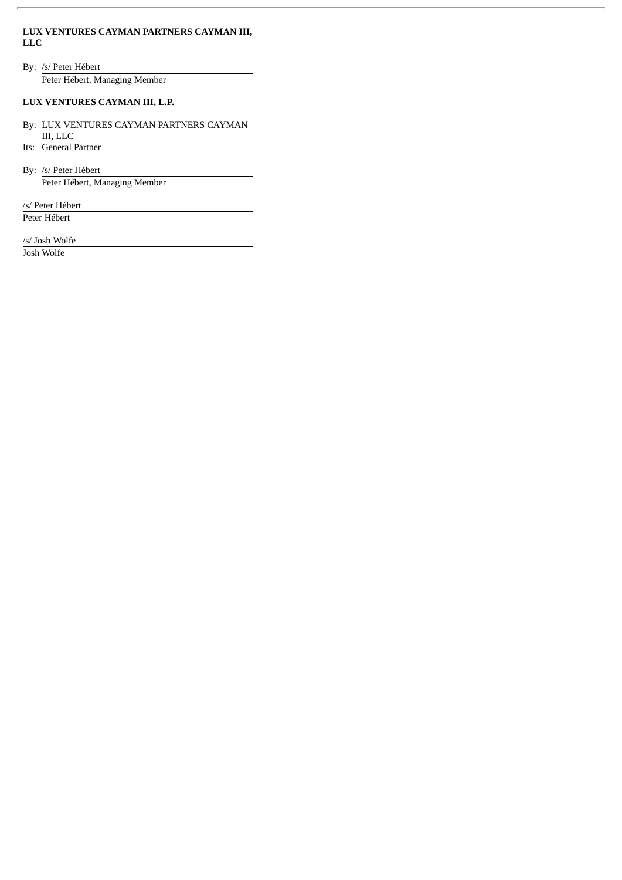**LUX VENTURES CAYMAN PARTNERS CAYMAN III, LLC**

By: /s/ Peter Hébert
Peter Hébert, Managing Member

**LUX VENTURES CAYMAN III, L.P.**

By: LUX VENTURES CAYMAN PARTNERS CAYMAN III, LLC
Its: General Partner

By: /s/ Peter Hébert
Peter Hébert, Managing Member

/s/ Peter Hébert
Peter Hébert

/s/ Josh Wolfe
Josh Wolfe